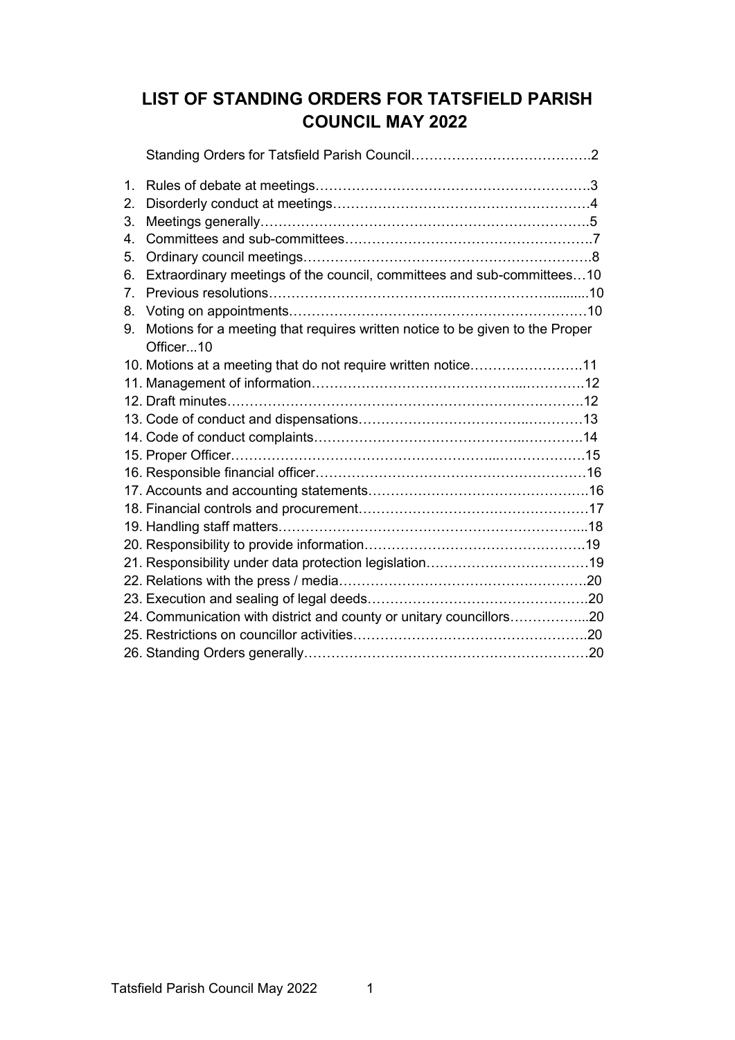# LIST OF STANDING ORDERS FOR TATSFIELD PARISH COUNCIL MAY 2022

Standing Orders for Tatsfield Parish Council…………………………………2

1. Rules of debate at meetings……………………………………………………3
2. Disorderly conduct at meetings…………………………………………………4
3. Meetings generally………………………………………………………………5
4. Committees and sub-committees………………………………………………7
5. Ordinary council meetings………………………………………………………8
6. Extraordinary meetings of the council, committees and sub-committees…10
7. Previous resolutions……………………………………………………………10
8. Voting on appointments…………………………………………………………10
9. Motions for a meeting that requires written notice to be given to the Proper Officer...10
10. Motions at a meeting that do not require written notice……………………11
11. Management of information……………………………………………………12
12. Draft minutes……………………………………………………………………12
13. Code of conduct and dispensations……………………………………………13
14. Code of conduct complaints……………………………………………………14
15. Proper Officer……………………………………………………………………15
16. Responsible financial officer……………………………………………………16
17. Accounts and accounting statements…………………………………………16
18. Financial controls and procurement……………………………………………17
19. Handling staff matters……………………………………………………………18
20. Responsibility to provide information…………………………………………19
21. Responsibility under data protection legislation………………………………19
22. Relations with the press / media…………………………………………………20
23. Execution and sealing of legal deeds……………………………………………20
24. Communication with district and county or unitary councillors……………...20
25. Restrictions on councillor activities………………………………………………20
26. Standing Orders generally…………………………………………………………20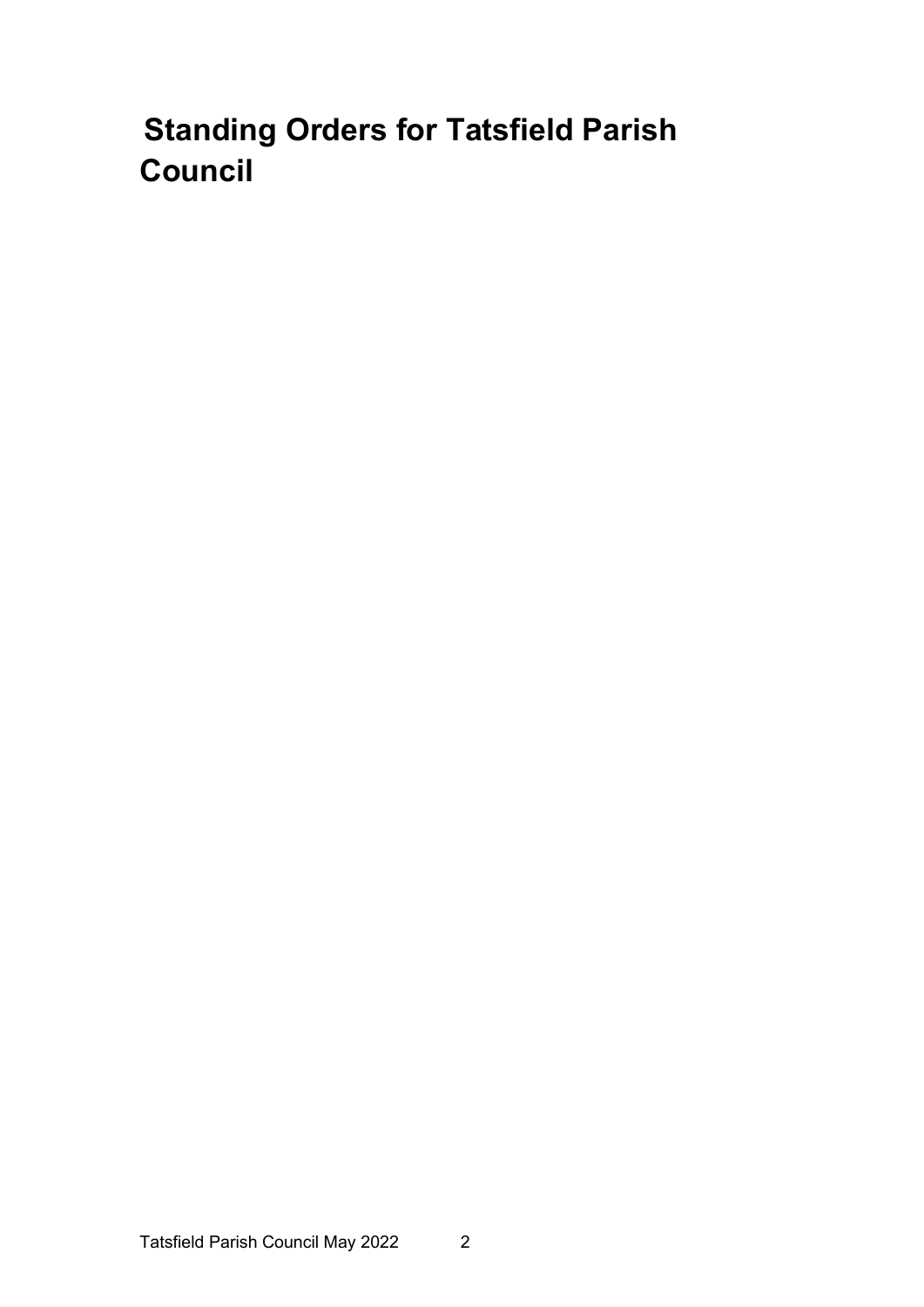# Standing Orders for Tatsfield Parish Council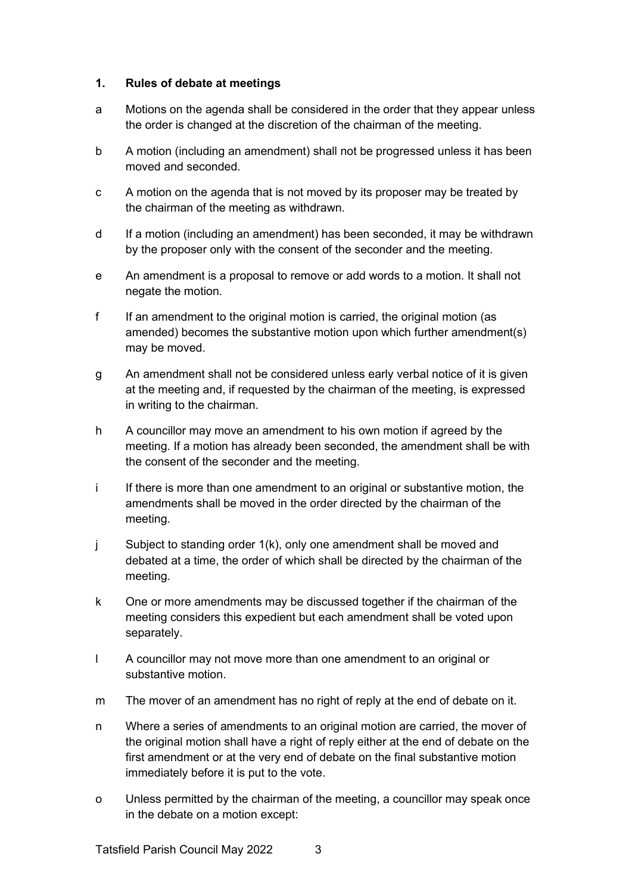## 1. Rules of debate at meetings

a Motions on the agenda shall be considered in the order that they appear unless the order is changed at the discretion of the chairman of the meeting.

b A motion (including an amendment) shall not be progressed unless it has been moved and seconded.

c A motion on the agenda that is not moved by its proposer may be treated by the chairman of the meeting as withdrawn.

d If a motion (including an amendment) has been seconded, it may be withdrawn by the proposer only with the consent of the seconder and the meeting.

e An amendment is a proposal to remove or add words to a motion. It shall not negate the motion.

f If an amendment to the original motion is carried, the original motion (as amended) becomes the substantive motion upon which further amendment(s) may be moved.

g An amendment shall not be considered unless early verbal notice of it is given at the meeting and, if requested by the chairman of the meeting, is expressed in writing to the chairman.

h A councillor may move an amendment to his own motion if agreed by the meeting. If a motion has already been seconded, the amendment shall be with the consent of the seconder and the meeting.

i If there is more than one amendment to an original or substantive motion, the amendments shall be moved in the order directed by the chairman of the meeting.

j Subject to standing order 1(k), only one amendment shall be moved and debated at a time, the order of which shall be directed by the chairman of the meeting.

k One or more amendments may be discussed together if the chairman of the meeting considers this expedient but each amendment shall be voted upon separately.

l A councillor may not move more than one amendment to an original or substantive motion.

m The mover of an amendment has no right of reply at the end of debate on it.

n Where a series of amendments to an original motion are carried, the mover of the original motion shall have a right of reply either at the end of debate on the first amendment or at the very end of debate on the final substantive motion immediately before it is put to the vote.

o Unless permitted by the chairman of the meeting, a councillor may speak once in the debate on a motion except: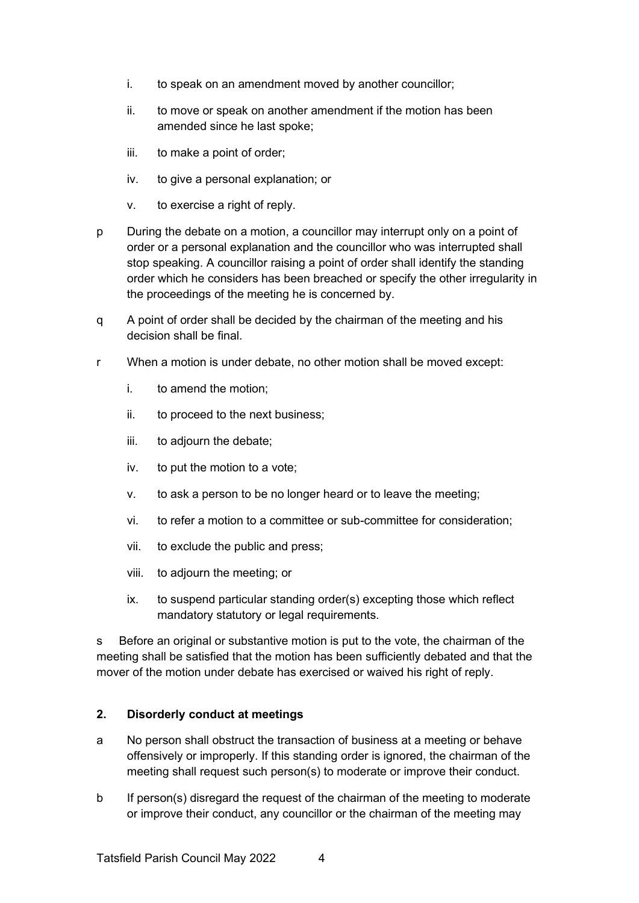i. to speak on an amendment moved by another councillor;

ii. to move or speak on another amendment if the motion has been amended since he last spoke;

iii. to make a point of order;

iv. to give a personal explanation; or

v. to exercise a right of reply.

p During the debate on a motion, a councillor may interrupt only on a point of order or a personal explanation and the councillor who was interrupted shall stop speaking. A councillor raising a point of order shall identify the standing order which he considers has been breached or specify the other irregularity in the proceedings of the meeting he is concerned by.

q A point of order shall be decided by the chairman of the meeting and his decision shall be final.

r When a motion is under debate, no other motion shall be moved except:

i. to amend the motion;

ii. to proceed to the next business;

iii. to adjourn the debate;

iv. to put the motion to a vote;

v. to ask a person to be no longer heard or to leave the meeting;

vi. to refer a motion to a committee or sub-committee for consideration;

vii. to exclude the public and press;

viii. to adjourn the meeting; or

ix. to suspend particular standing order(s) excepting those which reflect mandatory statutory or legal requirements.

s Before an original or substantive motion is put to the vote, the chairman of the meeting shall be satisfied that the motion has been sufficiently debated and that the mover of the motion under debate has exercised or waived his right of reply.

## 2. Disorderly conduct at meetings

a No person shall obstruct the transaction of business at a meeting or behave offensively or improperly. If this standing order is ignored, the chairman of the meeting shall request such person(s) to moderate or improve their conduct.

b If person(s) disregard the request of the chairman of the meeting to moderate or improve their conduct, any councillor or the chairman of the meeting may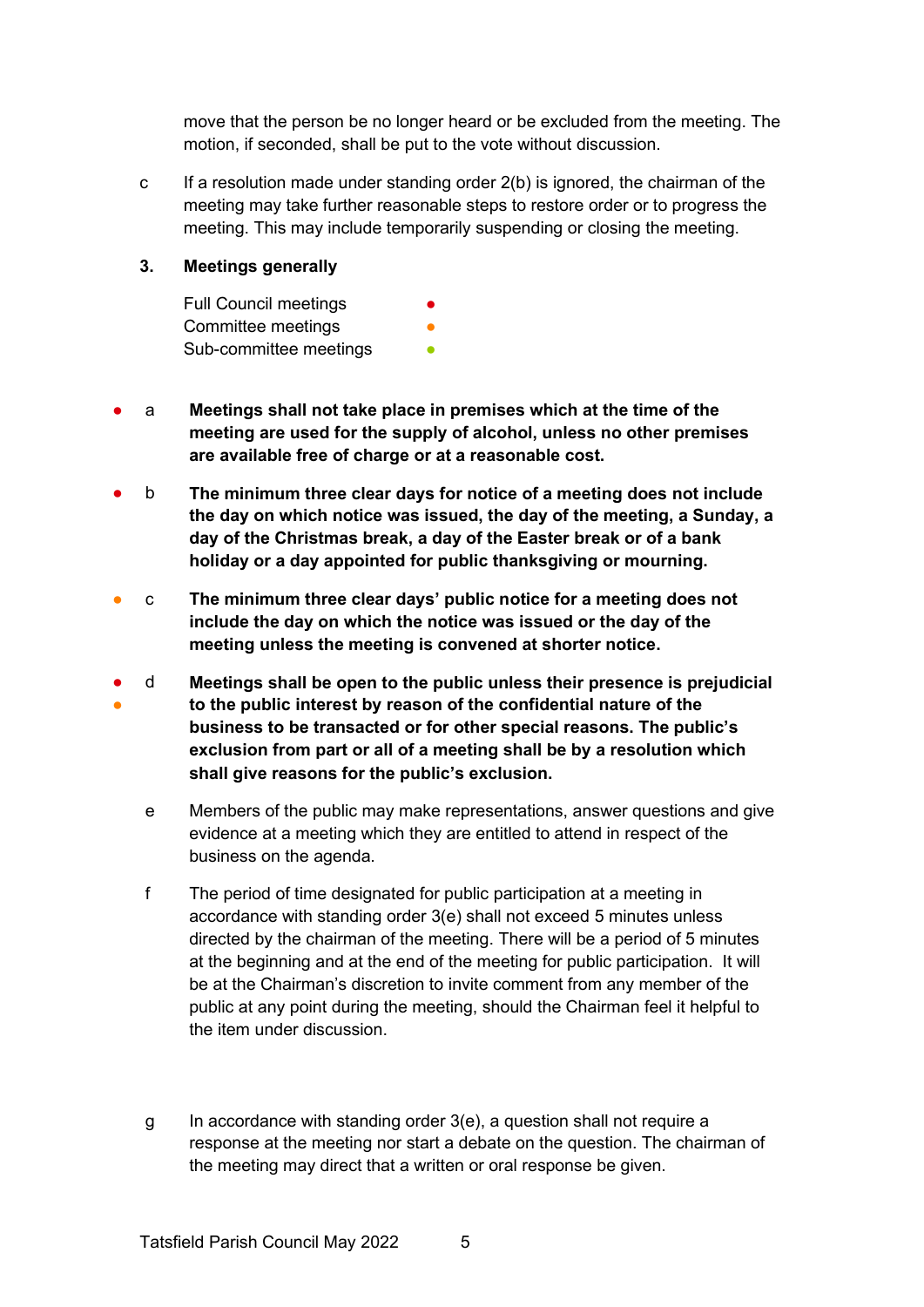move that the person be no longer heard or be excluded from the meeting. The motion, if seconded, shall be put to the vote without discussion.

c If a resolution made under standing order 2(b) is ignored, the chairman of the meeting may take further reasonable steps to restore order or to progress the meeting. This may include temporarily suspending or closing the meeting.

### 3. Meetings generally

Full Council meetings ●
Committee meetings ●
Sub-committee meetings ●

● a **Meetings shall not take place in premises which at the time of the meeting are used for the supply of alcohol, unless no other premises are available free of charge or at a reasonable cost.**

● b **The minimum three clear days for notice of a meeting does not include the day on which notice was issued, the day of the meeting, a Sunday, a day of the Christmas break, a day of the Easter break or of a bank holiday or a day appointed for public thanksgiving or mourning.**

● c **The minimum three clear days' public notice for a meeting does not include the day on which the notice was issued or the day of the meeting unless the meeting is convened at shorter notice.**

● ● d **Meetings shall be open to the public unless their presence is prejudicial to the public interest by reason of the confidential nature of the business to be transacted or for other special reasons. The public's exclusion from part or all of a meeting shall be by a resolution which shall give reasons for the public's exclusion.**

e Members of the public may make representations, answer questions and give evidence at a meeting which they are entitled to attend in respect of the business on the agenda.

f The period of time designated for public participation at a meeting in accordance with standing order 3(e) shall not exceed 5 minutes unless directed by the chairman of the meeting. There will be a period of 5 minutes at the beginning and at the end of the meeting for public participation. It will be at the Chairman's discretion to invite comment from any member of the public at any point during the meeting, should the Chairman feel it helpful to the item under discussion.

g In accordance with standing order 3(e), a question shall not require a response at the meeting nor start a debate on the question. The chairman of the meeting may direct that a written or oral response be given.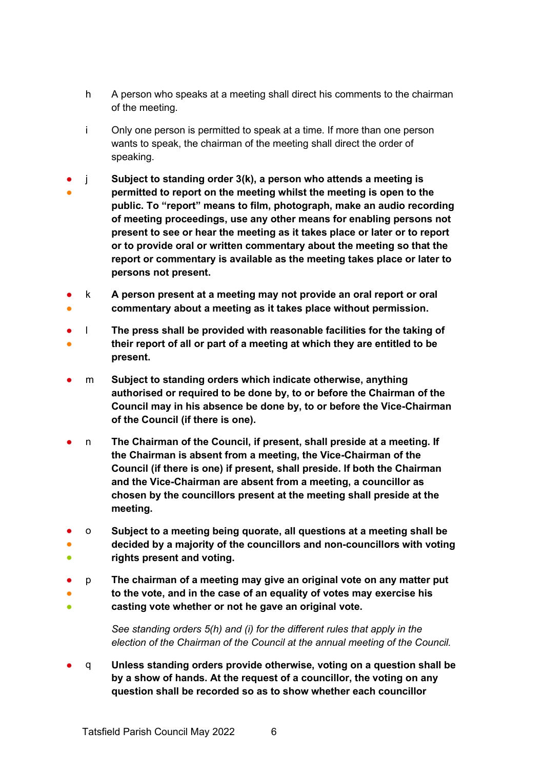h A person who speaks at a meeting shall direct his comments to the chairman of the meeting.

i Only one person is permitted to speak at a time. If more than one person wants to speak, the chairman of the meeting shall direct the order of speaking.

j **Subject to standing order 3(k), a person who attends a meeting is permitted to report on the meeting whilst the meeting is open to the public. To "report" means to film, photograph, make an audio recording of meeting proceedings, use any other means for enabling persons not present to see or hear the meeting as it takes place or later or to report or to provide oral or written commentary about the meeting so that the report or commentary is available as the meeting takes place or later to persons not present.**

k **A person present at a meeting may not provide an oral report or oral commentary about a meeting as it takes place without permission.**

l **The press shall be provided with reasonable facilities for the taking of their report of all or part of a meeting at which they are entitled to be present.**

m **Subject to standing orders which indicate otherwise, anything authorised or required to be done by, to or before the Chairman of the Council may in his absence be done by, to or before the Vice-Chairman of the Council (if there is one).**

n **The Chairman of the Council, if present, shall preside at a meeting. If the Chairman is absent from a meeting, the Vice-Chairman of the Council (if there is one) if present, shall preside. If both the Chairman and the Vice-Chairman are absent from a meeting, a councillor as chosen by the councillors present at the meeting shall preside at the meeting.**

o **Subject to a meeting being quorate, all questions at a meeting shall be decided by a majority of the councillors and non-councillors with voting rights present and voting.**

p **The chairman of a meeting may give an original vote on any matter put to the vote, and in the case of an equality of votes may exercise his casting vote whether or not he gave an original vote.**

*See standing orders 5(h) and (i) for the different rules that apply in the election of the Chairman of the Council at the annual meeting of the Council.*

q **Unless standing orders provide otherwise, voting on a question shall be by a show of hands. At the request of a councillor, the voting on any question shall be recorded so as to show whether each councillor**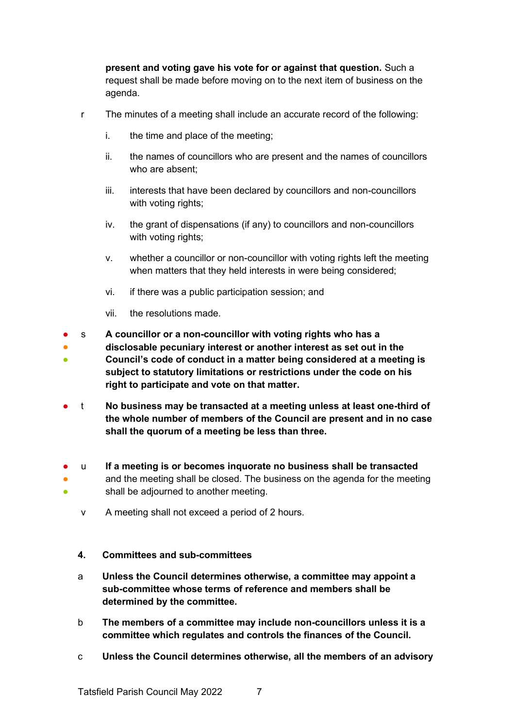**present and voting gave his vote for or against that question.** Such a request shall be made before moving on to the next item of business on the agenda.

r The minutes of a meeting shall include an accurate record of the following:

i. the time and place of the meeting;

ii. the names of councillors who are present and the names of councillors who are absent;

iii. interests that have been declared by councillors and non-councillors with voting rights;

iv. the grant of dispensations (if any) to councillors and non-councillors with voting rights;

v. whether a councillor or non-councillor with voting rights left the meeting when matters that they held interests in were being considered;

vi. if there was a public participation session; and

vii. the resolutions made.

● ● ● s **A councillor or a non-councillor with voting rights who has a disclosable pecuniary interest or another interest as set out in the Council's code of conduct in a matter being considered at a meeting is subject to statutory limitations or restrictions under the code on his right to participate and vote on that matter.**

● t **No business may be transacted at a meeting unless at least one-third of the whole number of members of the Council are present and in no case shall the quorum of a meeting be less than three.**

● ● ● u **If a meeting is or becomes inquorate no business shall be transacted** and the meeting shall be closed. The business on the agenda for the meeting shall be adjourned to another meeting.

v A meeting shall not exceed a period of 2 hours.

## 4. Committees and sub-committees

a **Unless the Council determines otherwise, a committee may appoint a sub-committee whose terms of reference and members shall be determined by the committee.**

b **The members of a committee may include non-councillors unless it is a committee which regulates and controls the finances of the Council.**

c **Unless the Council determines otherwise, all the members of an advisory**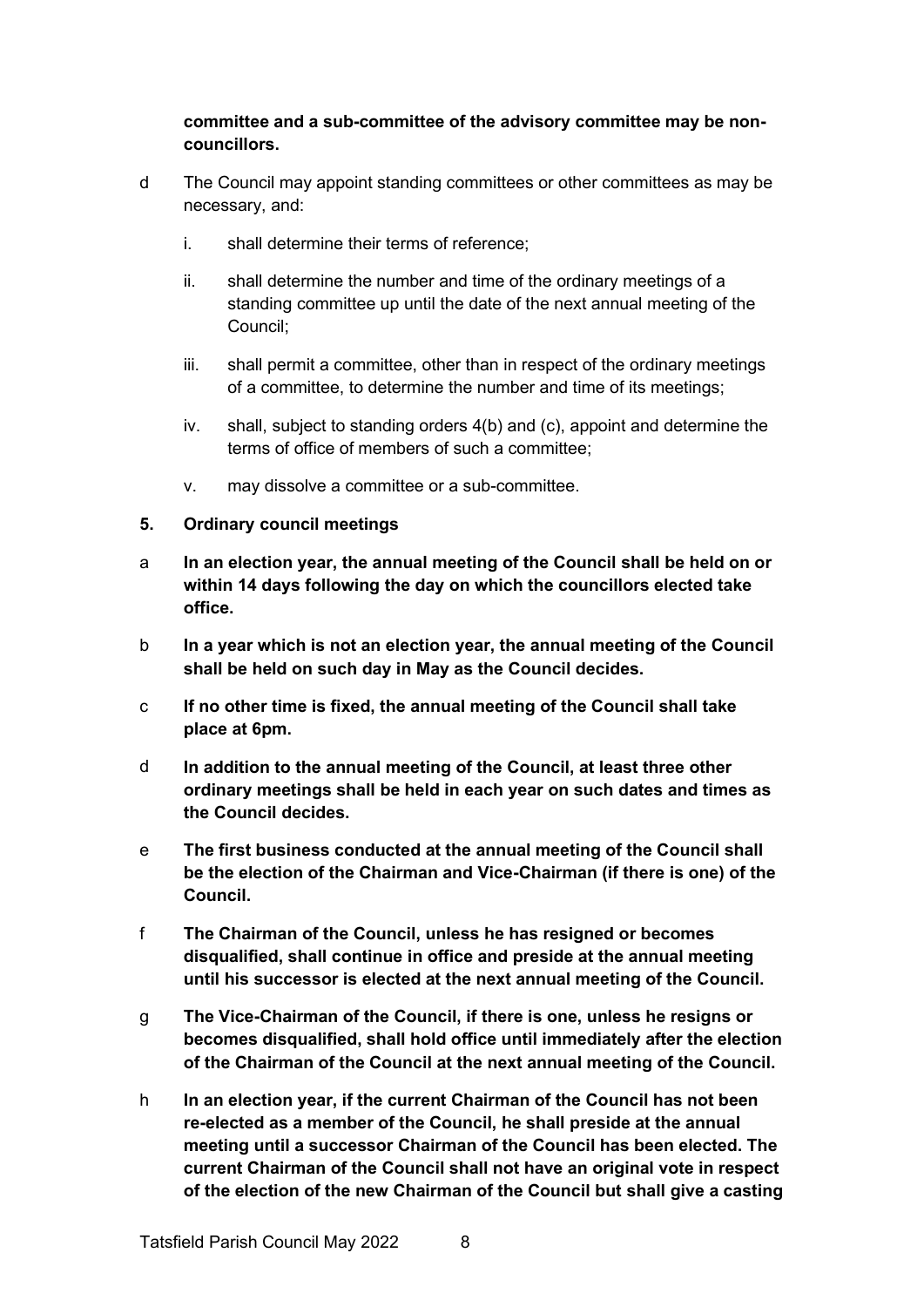**committee and a sub-committee of the advisory committee may be non-councillors.**

d The Council may appoint standing committees or other committees as may be necessary, and:

i. shall determine their terms of reference;

ii. shall determine the number and time of the ordinary meetings of a standing committee up until the date of the next annual meeting of the Council;

iii. shall permit a committee, other than in respect of the ordinary meetings of a committee, to determine the number and time of its meetings;

iv. shall, subject to standing orders 4(b) and (c), appoint and determine the terms of office of members of such a committee;

v. may dissolve a committee or a sub-committee.

**5. Ordinary council meetings**

a **In an election year, the annual meeting of the Council shall be held on or within 14 days following the day on which the councillors elected take office.**

b **In a year which is not an election year, the annual meeting of the Council shall be held on such day in May as the Council decides.**

c **If no other time is fixed, the annual meeting of the Council shall take place at 6pm.**

d **In addition to the annual meeting of the Council, at least three other ordinary meetings shall be held in each year on such dates and times as the Council decides.**

e **The first business conducted at the annual meeting of the Council shall be the election of the Chairman and Vice-Chairman (if there is one) of the Council.**

f **The Chairman of the Council, unless he has resigned or becomes disqualified, shall continue in office and preside at the annual meeting until his successor is elected at the next annual meeting of the Council.**

g **The Vice-Chairman of the Council, if there is one, unless he resigns or becomes disqualified, shall hold office until immediately after the election of the Chairman of the Council at the next annual meeting of the Council.**

h **In an election year, if the current Chairman of the Council has not been re-elected as a member of the Council, he shall preside at the annual meeting until a successor Chairman of the Council has been elected. The current Chairman of the Council shall not have an original vote in respect of the election of the new Chairman of the Council but shall give a casting**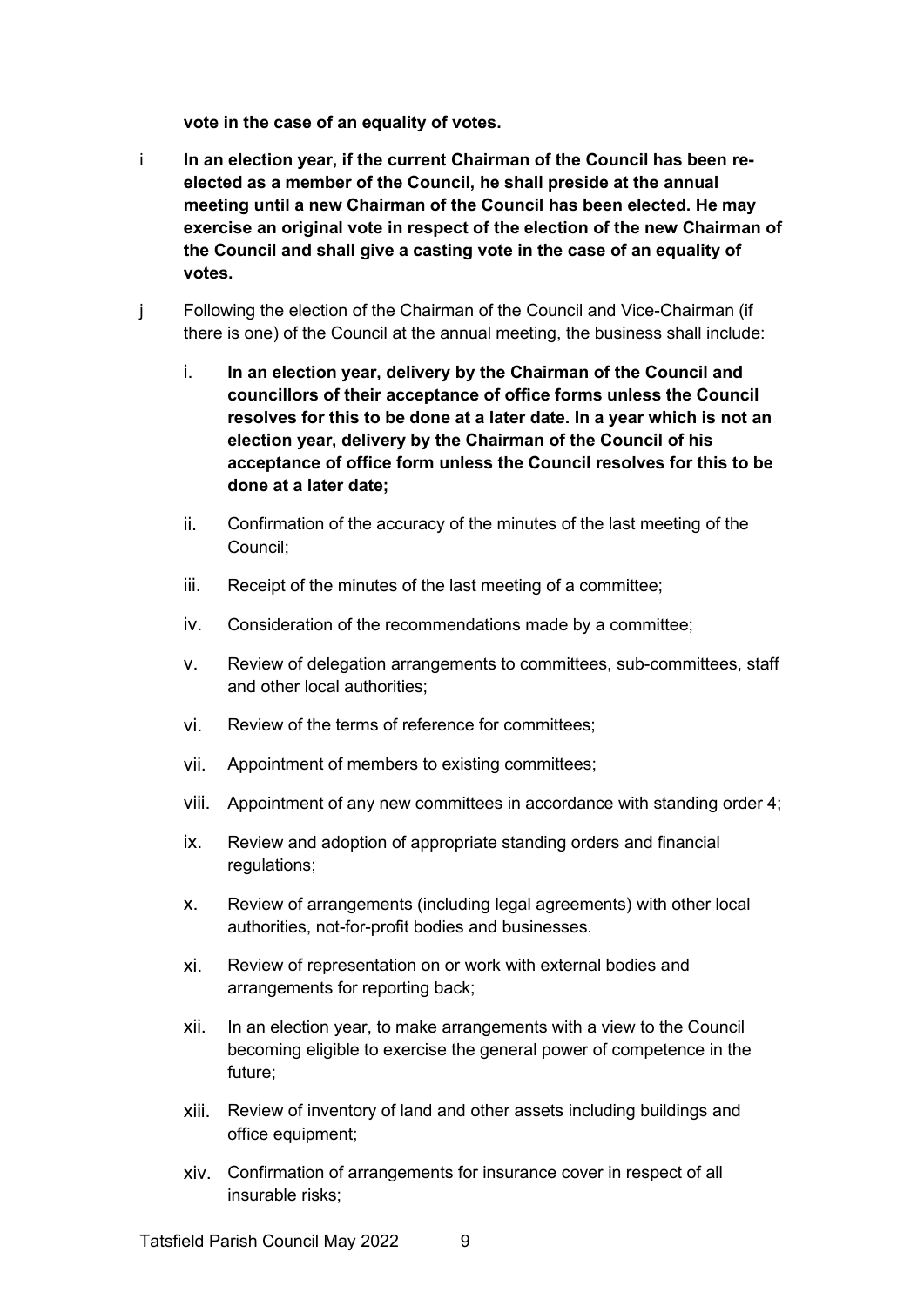**vote in the case of an equality of votes.**

i **In an election year, if the current Chairman of the Council has been re-elected as a member of the Council, he shall preside at the annual meeting until a new Chairman of the Council has been elected. He may exercise an original vote in respect of the election of the new Chairman of the Council and shall give a casting vote in the case of an equality of votes.**

j Following the election of the Chairman of the Council and Vice-Chairman (if there is one) of the Council at the annual meeting, the business shall include:

i. **In an election year, delivery by the Chairman of the Council and councillors of their acceptance of office forms unless the Council resolves for this to be done at a later date. In a year which is not an election year, delivery by the Chairman of the Council of his acceptance of office form unless the Council resolves for this to be done at a later date;**

ii. Confirmation of the accuracy of the minutes of the last meeting of the Council;

iii. Receipt of the minutes of the last meeting of a committee;

iv. Consideration of the recommendations made by a committee;

v. Review of delegation arrangements to committees, sub-committees, staff and other local authorities;

vi. Review of the terms of reference for committees;

vii. Appointment of members to existing committees;

viii. Appointment of any new committees in accordance with standing order 4;

ix. Review and adoption of appropriate standing orders and financial regulations;

x. Review of arrangements (including legal agreements) with other local authorities, not-for-profit bodies and businesses.

xi. Review of representation on or work with external bodies and arrangements for reporting back;

xii. In an election year, to make arrangements with a view to the Council becoming eligible to exercise the general power of competence in the future;

xiii. Review of inventory of land and other assets including buildings and office equipment;

xiv. Confirmation of arrangements for insurance cover in respect of all insurable risks;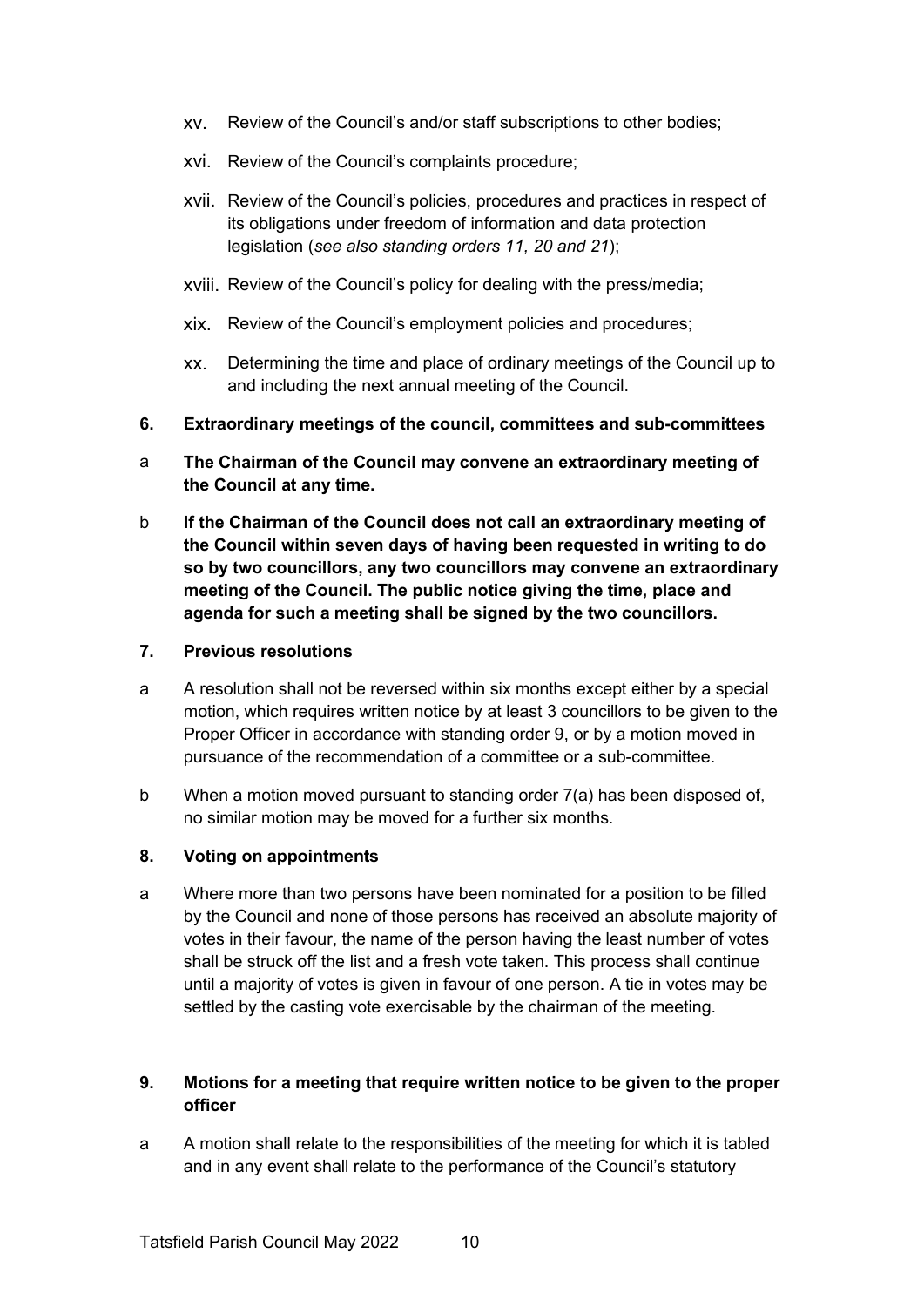xv. Review of the Council's and/or staff subscriptions to other bodies;

xvi. Review of the Council's complaints procedure;

xvii. Review of the Council's policies, procedures and practices in respect of its obligations under freedom of information and data protection legislation (*see also standing orders 11, 20 and 21*);

xviii. Review of the Council's policy for dealing with the press/media;

xix. Review of the Council's employment policies and procedures;

xx. Determining the time and place of ordinary meetings of the Council up to and including the next annual meeting of the Council.

**6. Extraordinary meetings of the council, committees and sub-committees**

a **The Chairman of the Council may convene an extraordinary meeting of the Council at any time.**

b **If the Chairman of the Council does not call an extraordinary meeting of the Council within seven days of having been requested in writing to do so by two councillors, any two councillors may convene an extraordinary meeting of the Council. The public notice giving the time, place and agenda for such a meeting shall be signed by the two councillors.**

**7. Previous resolutions**

a A resolution shall not be reversed within six months except either by a special motion, which requires written notice by at least 3 councillors to be given to the Proper Officer in accordance with standing order 9, or by a motion moved in pursuance of the recommendation of a committee or a sub-committee.

b When a motion moved pursuant to standing order 7(a) has been disposed of, no similar motion may be moved for a further six months.

**8. Voting on appointments**

a Where more than two persons have been nominated for a position to be filled by the Council and none of those persons has received an absolute majority of votes in their favour, the name of the person having the least number of votes shall be struck off the list and a fresh vote taken. This process shall continue until a majority of votes is given in favour of one person. A tie in votes may be settled by the casting vote exercisable by the chairman of the meeting.

**9. Motions for a meeting that require written notice to be given to the proper officer**

a A motion shall relate to the responsibilities of the meeting for which it is tabled and in any event shall relate to the performance of the Council's statutory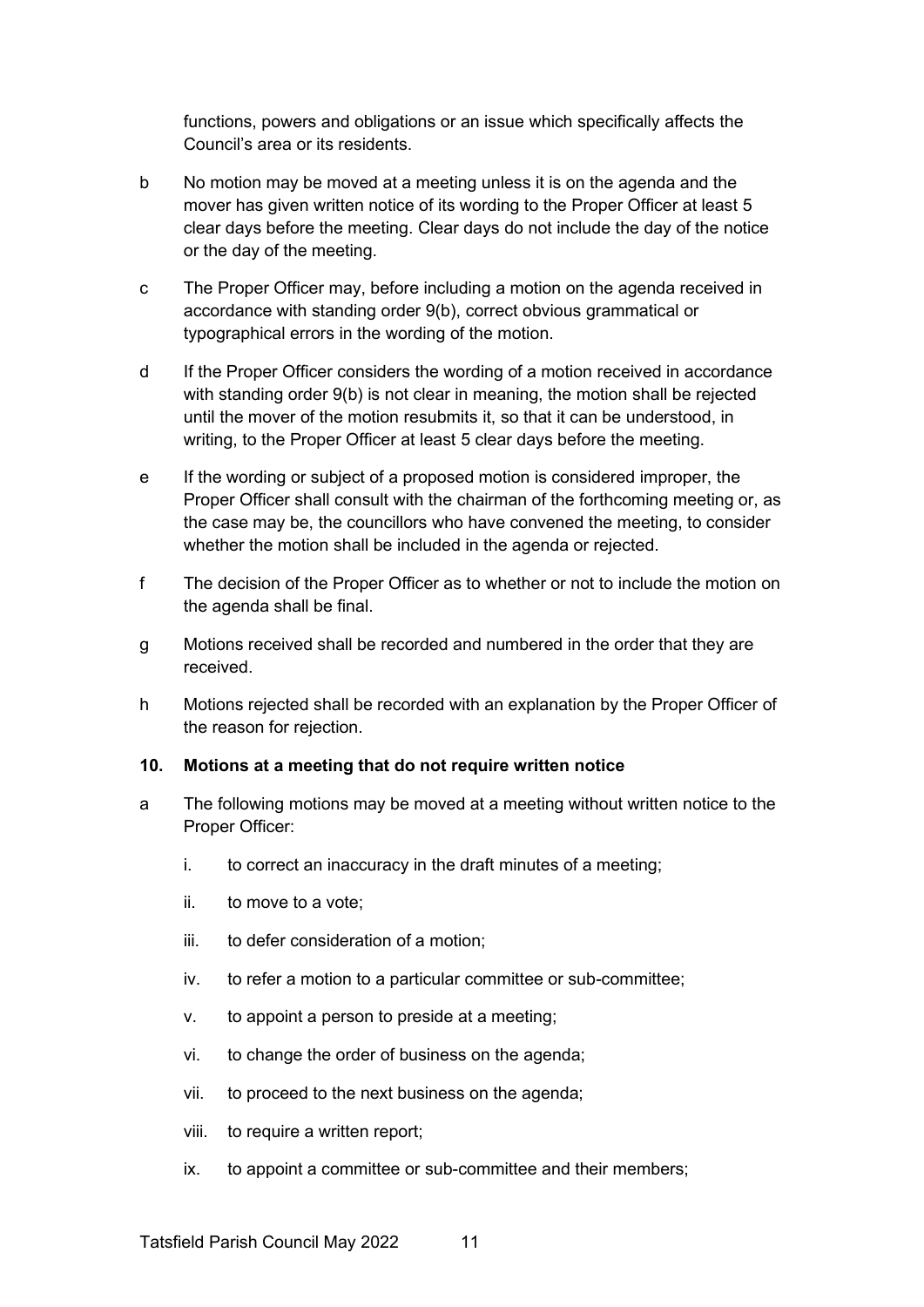functions, powers and obligations or an issue which specifically affects the Council's area or its residents.

b No motion may be moved at a meeting unless it is on the agenda and the mover has given written notice of its wording to the Proper Officer at least 5 clear days before the meeting. Clear days do not include the day of the notice or the day of the meeting.

c The Proper Officer may, before including a motion on the agenda received in accordance with standing order 9(b), correct obvious grammatical or typographical errors in the wording of the motion.

d If the Proper Officer considers the wording of a motion received in accordance with standing order 9(b) is not clear in meaning, the motion shall be rejected until the mover of the motion resubmits it, so that it can be understood, in writing, to the Proper Officer at least 5 clear days before the meeting.

e If the wording or subject of a proposed motion is considered improper, the Proper Officer shall consult with the chairman of the forthcoming meeting or, as the case may be, the councillors who have convened the meeting, to consider whether the motion shall be included in the agenda or rejected.

f The decision of the Proper Officer as to whether or not to include the motion on the agenda shall be final.

g Motions received shall be recorded and numbered in the order that they are received.

h Motions rejected shall be recorded with an explanation by the Proper Officer of the reason for rejection.

**10. Motions at a meeting that do not require written notice**

a The following motions may be moved at a meeting without written notice to the Proper Officer:

  i. to correct an inaccuracy in the draft minutes of a meeting;

  ii. to move to a vote;

  iii. to defer consideration of a motion;

  iv. to refer a motion to a particular committee or sub-committee;

  v. to appoint a person to preside at a meeting;

  vi. to change the order of business on the agenda;

  vii. to proceed to the next business on the agenda;

  viii. to require a written report;

  ix. to appoint a committee or sub-committee and their members;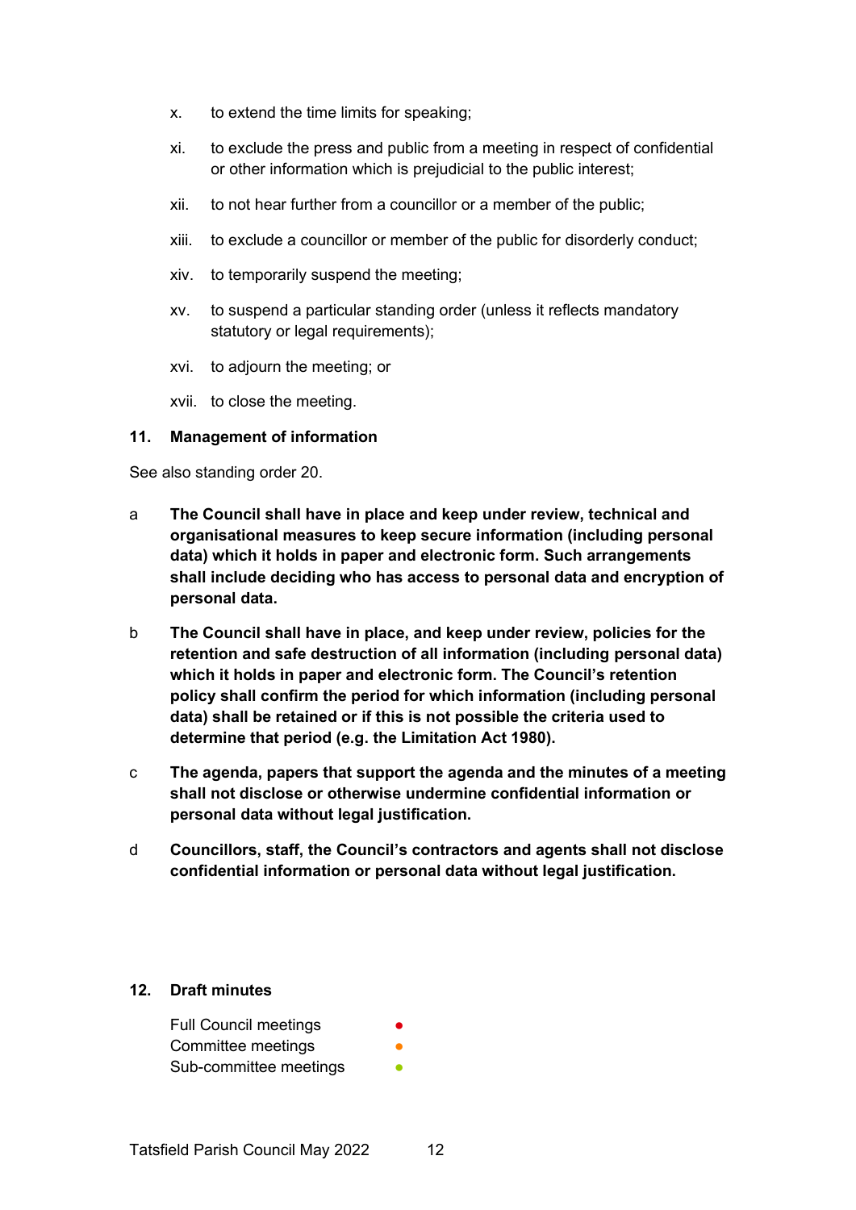x. to extend the time limits for speaking;

xi. to exclude the press and public from a meeting in respect of confidential or other information which is prejudicial to the public interest;

xii. to not hear further from a councillor or a member of the public;

xiii. to exclude a councillor or member of the public for disorderly conduct;

xiv. to temporarily suspend the meeting;

xv. to suspend a particular standing order (unless it reflects mandatory statutory or legal requirements);

xvi. to adjourn the meeting; or

xvii. to close the meeting.

**11. Management of information**

See also standing order 20.

a **The Council shall have in place and keep under review, technical and organisational measures to keep secure information (including personal data) which it holds in paper and electronic form. Such arrangements shall include deciding who has access to personal data and encryption of personal data.**

b **The Council shall have in place, and keep under review, policies for the retention and safe destruction of all information (including personal data) which it holds in paper and electronic form. The Council's retention policy shall confirm the period for which information (including personal data) shall be retained or if this is not possible the criteria used to determine that period (e.g. the Limitation Act 1980).**

c **The agenda, papers that support the agenda and the minutes of a meeting shall not disclose or otherwise undermine confidential information or personal data without legal justification.**

d **Councillors, staff, the Council's contractors and agents shall not disclose confidential information or personal data without legal justification.**

**12. Draft minutes**

Full Council meetings ●
Committee meetings ●
Sub-committee meetings ●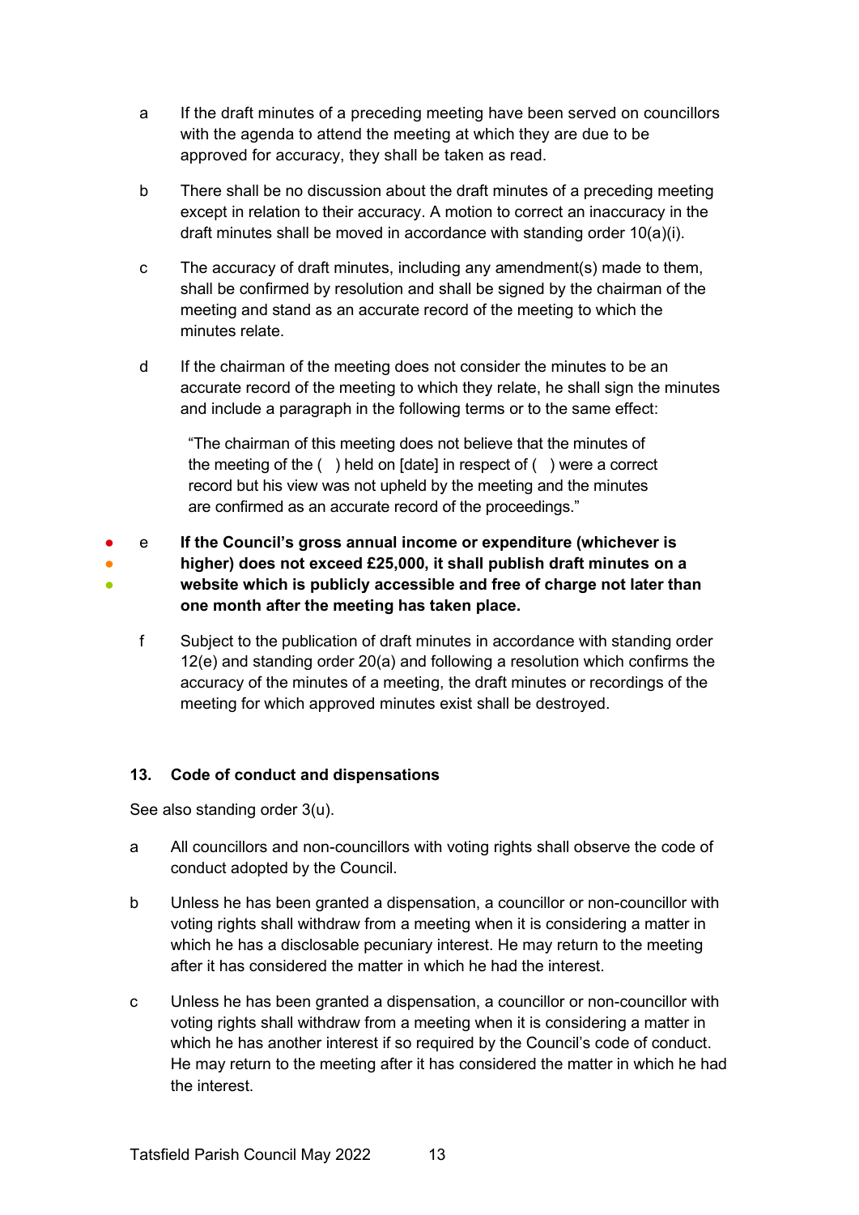a If the draft minutes of a preceding meeting have been served on councillors with the agenda to attend the meeting at which they are due to be approved for accuracy, they shall be taken as read.

b There shall be no discussion about the draft minutes of a preceding meeting except in relation to their accuracy. A motion to correct an inaccuracy in the draft minutes shall be moved in accordance with standing order 10(a)(i).

c The accuracy of draft minutes, including any amendment(s) made to them, shall be confirmed by resolution and shall be signed by the chairman of the meeting and stand as an accurate record of the meeting to which the minutes relate.

d If the chairman of the meeting does not consider the minutes to be an accurate record of the meeting to which they relate, he shall sign the minutes and include a paragraph in the following terms or to the same effect:

> "The chairman of this meeting does not believe that the minutes of the meeting of the ( ) held on [date] in respect of ( ) were a correct record but his view was not upheld by the meeting and the minutes are confirmed as an accurate record of the proceedings."

e **If the Council's gross annual income or expenditure (whichever is higher) does not exceed £25,000, it shall publish draft minutes on a website which is publicly accessible and free of charge not later than one month after the meeting has taken place.**

f Subject to the publication of draft minutes in accordance with standing order 12(e) and standing order 20(a) and following a resolution which confirms the accuracy of the minutes of a meeting, the draft minutes or recordings of the meeting for which approved minutes exist shall be destroyed.

### 13. Code of conduct and dispensations

See also standing order 3(u).

a All councillors and non-councillors with voting rights shall observe the code of conduct adopted by the Council.

b Unless he has been granted a dispensation, a councillor or non-councillor with voting rights shall withdraw from a meeting when it is considering a matter in which he has a disclosable pecuniary interest. He may return to the meeting after it has considered the matter in which he had the interest.

c Unless he has been granted a dispensation, a councillor or non-councillor with voting rights shall withdraw from a meeting when it is considering a matter in which he has another interest if so required by the Council's code of conduct. He may return to the meeting after it has considered the matter in which he had the interest.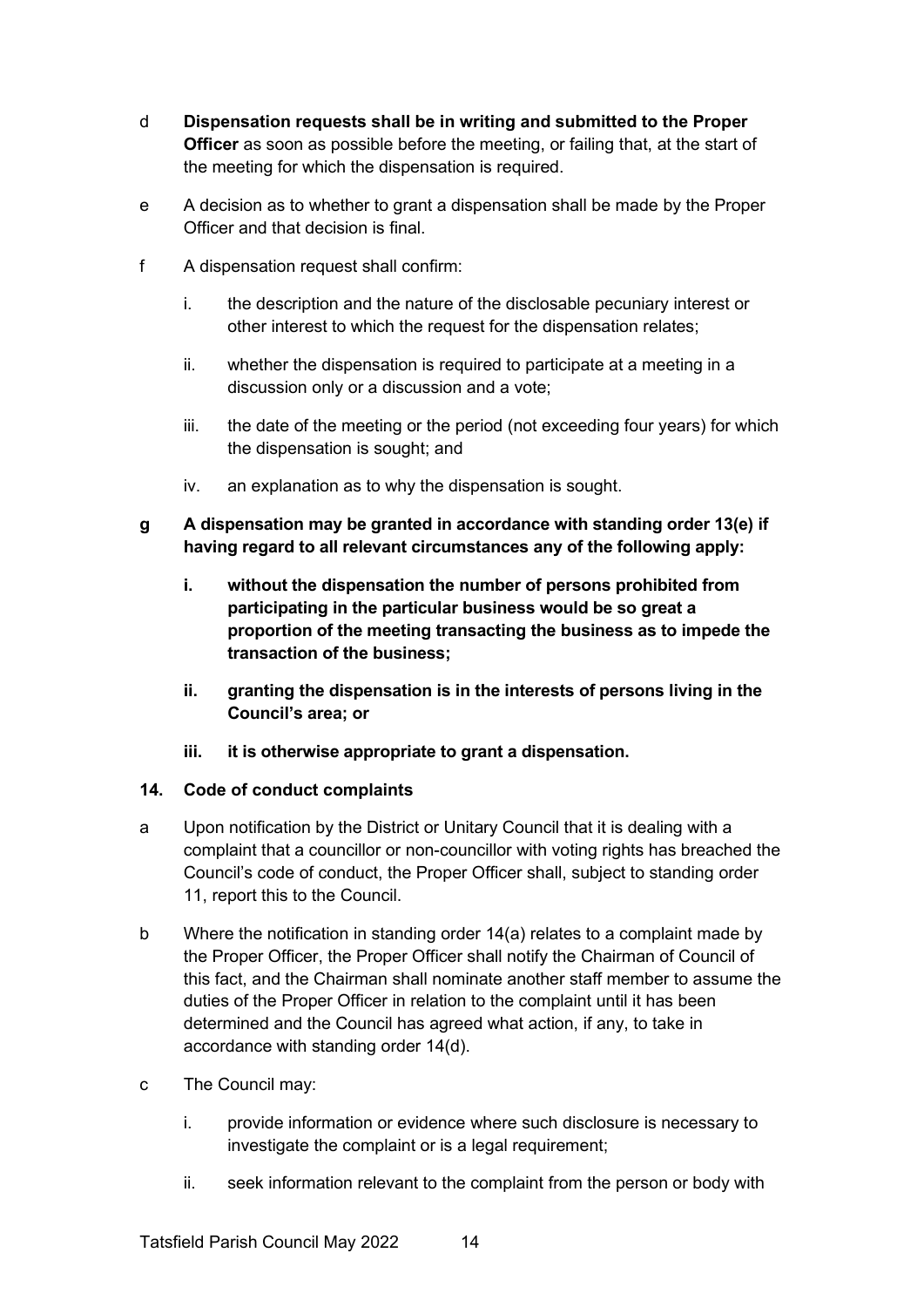d **Dispensation requests shall be in writing and submitted to the Proper Officer** as soon as possible before the meeting, or failing that, at the start of the meeting for which the dispensation is required.

e A decision as to whether to grant a dispensation shall be made by the Proper Officer and that decision is final.

f A dispensation request shall confirm:

   i. the description and the nature of the disclosable pecuniary interest or other interest to which the request for the dispensation relates;

   ii. whether the dispensation is required to participate at a meeting in a discussion only or a discussion and a vote;

   iii. the date of the meeting or the period (not exceeding four years) for which the dispensation is sought; and

   iv. an explanation as to why the dispensation is sought.

**g A dispensation may be granted in accordance with standing order 13(e) if having regard to all relevant circumstances any of the following apply:**

   **i. without the dispensation the number of persons prohibited from participating in the particular business would be so great a proportion of the meeting transacting the business as to impede the transaction of the business;**

   **ii. granting the dispensation is in the interests of persons living in the Council's area; or**

   **iii. it is otherwise appropriate to grant a dispensation.**

**14. Code of conduct complaints**

a Upon notification by the District or Unitary Council that it is dealing with a complaint that a councillor or non-councillor with voting rights has breached the Council's code of conduct, the Proper Officer shall, subject to standing order 11, report this to the Council.

b Where the notification in standing order 14(a) relates to a complaint made by the Proper Officer, the Proper Officer shall notify the Chairman of Council of this fact, and the Chairman shall nominate another staff member to assume the duties of the Proper Officer in relation to the complaint until it has been determined and the Council has agreed what action, if any, to take in accordance with standing order 14(d).

c The Council may:

   i. provide information or evidence where such disclosure is necessary to investigate the complaint or is a legal requirement;

   ii. seek information relevant to the complaint from the person or body with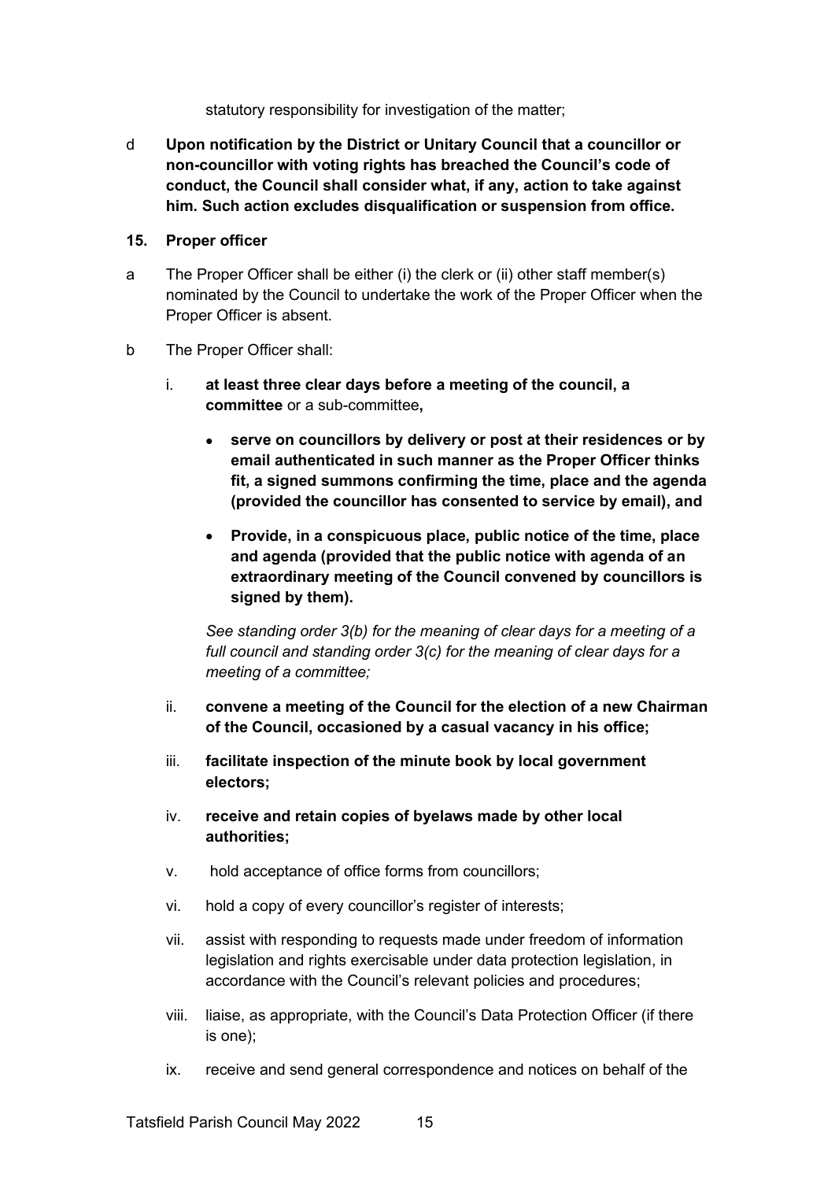statutory responsibility for investigation of the matter;

d **Upon notification by the District or Unitary Council that a councillor or non-councillor with voting rights has breached the Council's code of conduct, the Council shall consider what, if any, action to take against him. Such action excludes disqualification or suspension from office.**

## 15. Proper officer

a The Proper Officer shall be either (i) the clerk or (ii) other staff member(s) nominated by the Council to undertake the work of the Proper Officer when the Proper Officer is absent.

b The Proper Officer shall:

i. **at least three clear days before a meeting of the council, a committee** or a sub-committee**,**

- **serve on councillors by delivery or post at their residences or by email authenticated in such manner as the Proper Officer thinks fit, a signed summons confirming the time, place and the agenda (provided the councillor has consented to service by email), and**
- **Provide, in a conspicuous place, public notice of the time, place and agenda (provided that the public notice with agenda of an extraordinary meeting of the Council convened by councillors is signed by them).**

*See standing order 3(b) for the meaning of clear days for a meeting of a full council and standing order 3(c) for the meaning of clear days for a meeting of a committee;*

ii. **convene a meeting of the Council for the election of a new Chairman of the Council, occasioned by a casual vacancy in his office;**

iii. **facilitate inspection of the minute book by local government electors;**

iv. **receive and retain copies of byelaws made by other local authorities;**

v. hold acceptance of office forms from councillors;

vi. hold a copy of every councillor's register of interests;

vii. assist with responding to requests made under freedom of information legislation and rights exercisable under data protection legislation, in accordance with the Council's relevant policies and procedures;

viii. liaise, as appropriate, with the Council's Data Protection Officer (if there is one);

ix. receive and send general correspondence and notices on behalf of the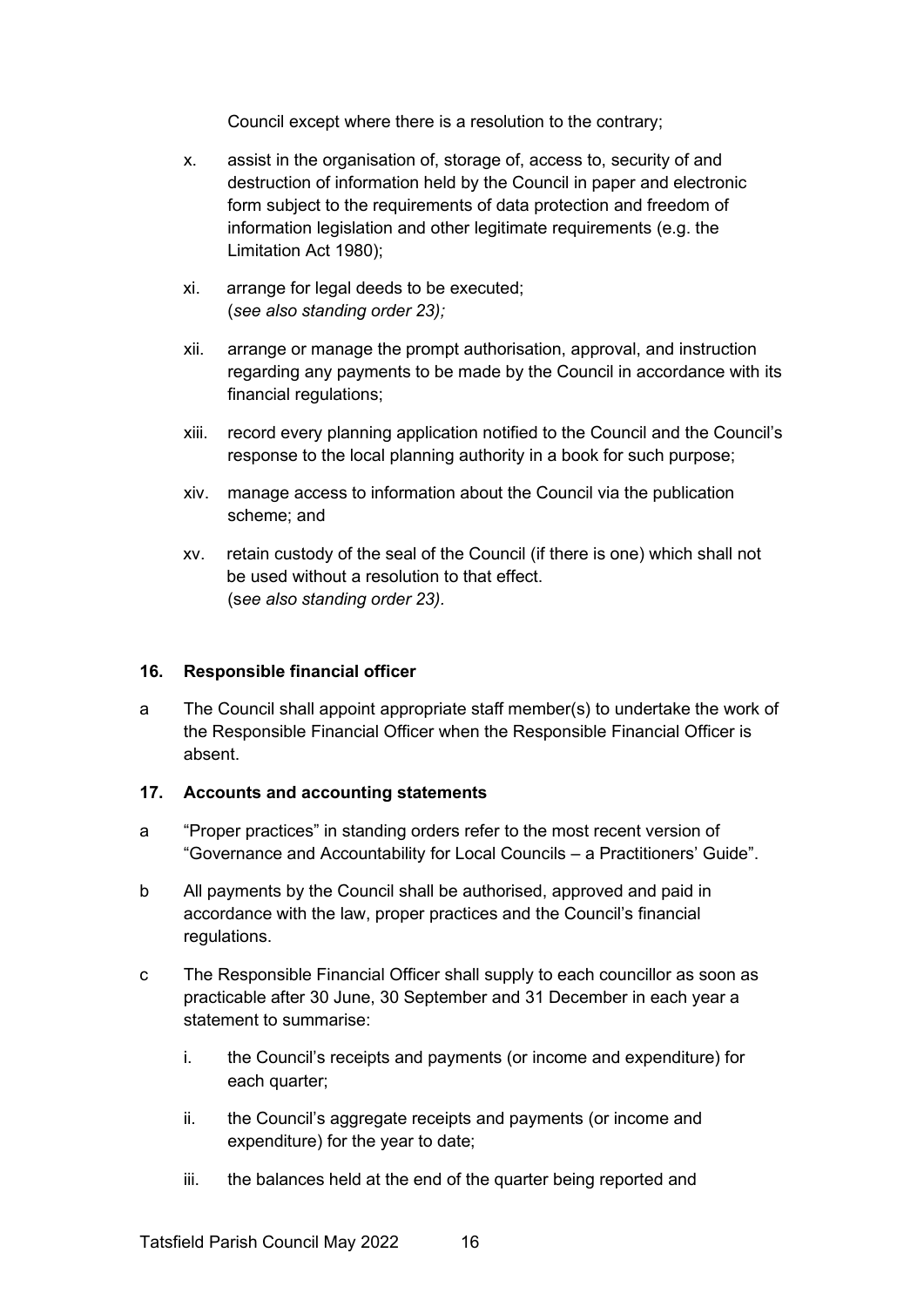Council except where there is a resolution to the contrary;

x. assist in the organisation of, storage of, access to, security of and destruction of information held by the Council in paper and electronic form subject to the requirements of data protection and freedom of information legislation and other legitimate requirements (e.g. the Limitation Act 1980);

xi. arrange for legal deeds to be executed;
(*see also standing order 23);*

xii. arrange or manage the prompt authorisation, approval, and instruction regarding any payments to be made by the Council in accordance with its financial regulations;

xiii. record every planning application notified to the Council and the Council's response to the local planning authority in a book for such purpose;

xiv. manage access to information about the Council via the publication scheme; and

xv. retain custody of the seal of the Council (if there is one) which shall not be used without a resolution to that effect.
(s*ee also standing order 23).*

**16. Responsible financial officer**

a The Council shall appoint appropriate staff member(s) to undertake the work of the Responsible Financial Officer when the Responsible Financial Officer is absent.

**17. Accounts and accounting statements**

a "Proper practices" in standing orders refer to the most recent version of "Governance and Accountability for Local Councils – a Practitioners' Guide".

b All payments by the Council shall be authorised, approved and paid in accordance with the law, proper practices and the Council's financial regulations.

c The Responsible Financial Officer shall supply to each councillor as soon as practicable after 30 June, 30 September and 31 December in each year a statement to summarise:

i. the Council's receipts and payments (or income and expenditure) for each quarter;

ii. the Council's aggregate receipts and payments (or income and expenditure) for the year to date;

iii. the balances held at the end of the quarter being reported and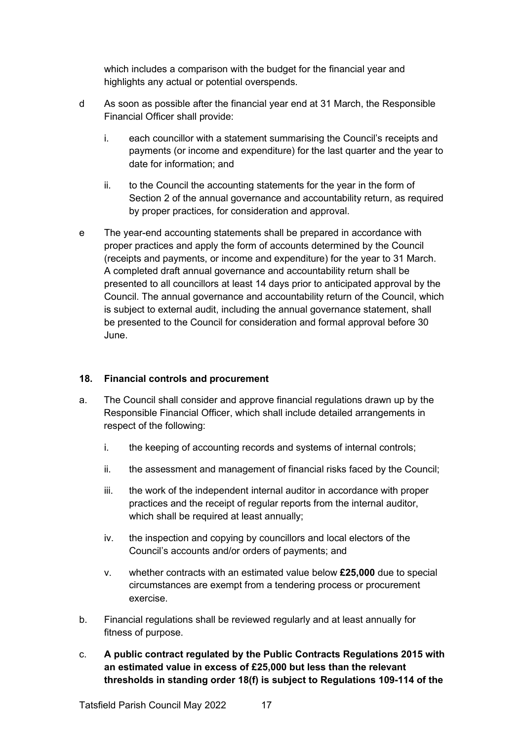which includes a comparison with the budget for the financial year and highlights any actual or potential overspends.

d. As soon as possible after the financial year end at 31 March, the Responsible Financial Officer shall provide:

   i. each councillor with a statement summarising the Council's receipts and payments (or income and expenditure) for the last quarter and the year to date for information; and

   ii. to the Council the accounting statements for the year in the form of Section 2 of the annual governance and accountability return, as required by proper practices, for consideration and approval.

e. The year-end accounting statements shall be prepared in accordance with proper practices and apply the form of accounts determined by the Council (receipts and payments, or income and expenditure) for the year to 31 March. A completed draft annual governance and accountability return shall be presented to all councillors at least 14 days prior to anticipated approval by the Council. The annual governance and accountability return of the Council, which is subject to external audit, including the annual governance statement, shall be presented to the Council for consideration and formal approval before 30 June.

**18. Financial controls and procurement**

a. The Council shall consider and approve financial regulations drawn up by the Responsible Financial Officer, which shall include detailed arrangements in respect of the following:

   i. the keeping of accounting records and systems of internal controls;

   ii. the assessment and management of financial risks faced by the Council;

   iii. the work of the independent internal auditor in accordance with proper practices and the receipt of regular reports from the internal auditor, which shall be required at least annually;

   iv. the inspection and copying by councillors and local electors of the Council's accounts and/or orders of payments; and

   v. whether contracts with an estimated value below **£25,000** due to special circumstances are exempt from a tendering process or procurement exercise.

b. Financial regulations shall be reviewed regularly and at least annually for fitness of purpose.

c. **A public contract regulated by the Public Contracts Regulations 2015 with an estimated value in excess of £25,000 but less than the relevant thresholds in standing order 18(f) is subject to Regulations 109-114 of the**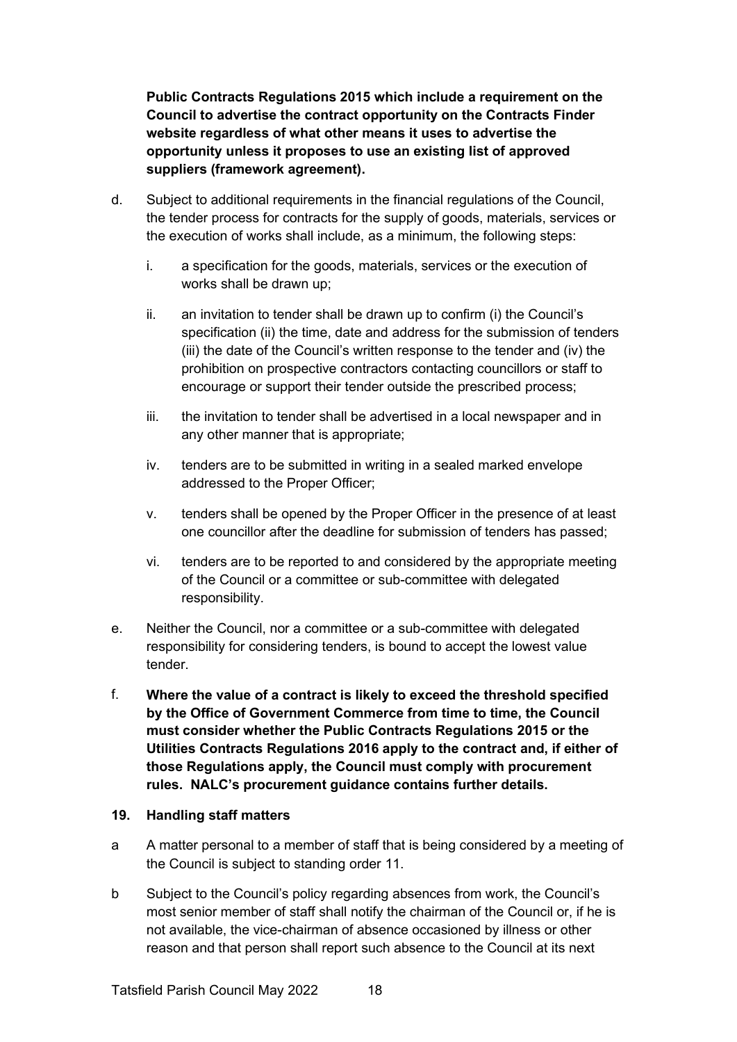**Public Contracts Regulations 2015 which include a requirement on the Council to advertise the contract opportunity on the Contracts Finder website regardless of what other means it uses to advertise the opportunity unless it proposes to use an existing list of approved suppliers (framework agreement).**

d. Subject to additional requirements in the financial regulations of the Council, the tender process for contracts for the supply of goods, materials, services or the execution of works shall include, as a minimum, the following steps:

   i. a specification for the goods, materials, services or the execution of works shall be drawn up;

   ii. an invitation to tender shall be drawn up to confirm (i) the Council's specification (ii) the time, date and address for the submission of tenders (iii) the date of the Council's written response to the tender and (iv) the prohibition on prospective contractors contacting councillors or staff to encourage or support their tender outside the prescribed process;

   iii. the invitation to tender shall be advertised in a local newspaper and in any other manner that is appropriate;

   iv. tenders are to be submitted in writing in a sealed marked envelope addressed to the Proper Officer;

   v. tenders shall be opened by the Proper Officer in the presence of at least one councillor after the deadline for submission of tenders has passed;

   vi. tenders are to be reported to and considered by the appropriate meeting of the Council or a committee or sub-committee with delegated responsibility.

e. Neither the Council, nor a committee or a sub-committee with delegated responsibility for considering tenders, is bound to accept the lowest value tender.

f. **Where the value of a contract is likely to exceed the threshold specified by the Office of Government Commerce from time to time, the Council must consider whether the Public Contracts Regulations 2015 or the Utilities Contracts Regulations 2016 apply to the contract and, if either of those Regulations apply, the Council must comply with procurement rules. NALC's procurement guidance contains further details.**

## 19. Handling staff matters

a A matter personal to a member of staff that is being considered by a meeting of the Council is subject to standing order 11.

b Subject to the Council's policy regarding absences from work, the Council's most senior member of staff shall notify the chairman of the Council or, if he is not available, the vice-chairman of absence occasioned by illness or other reason and that person shall report such absence to the Council at its next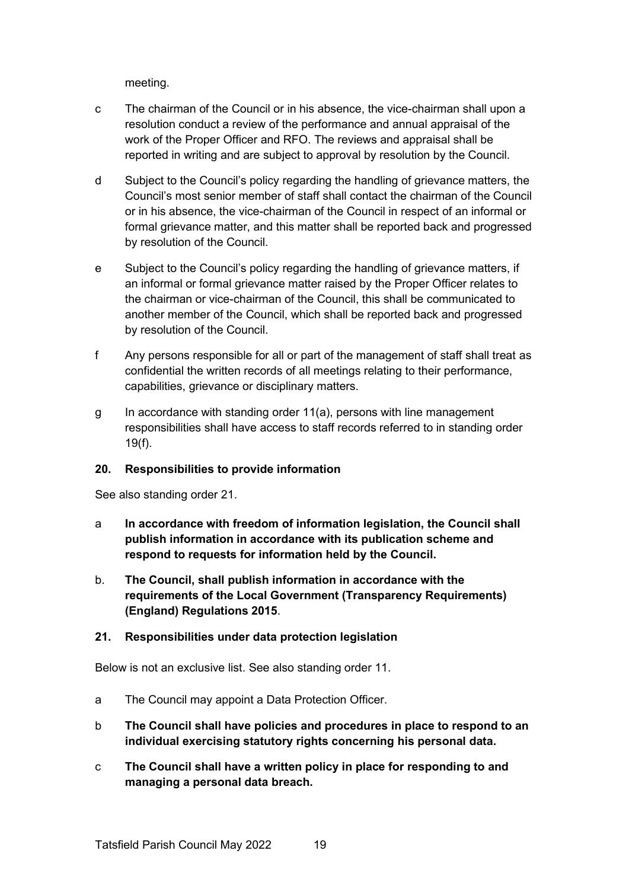meeting.

c The chairman of the Council or in his absence, the vice-chairman shall upon a resolution conduct a review of the performance and annual appraisal of the work of the Proper Officer and RFO. The reviews and appraisal shall be reported in writing and are subject to approval by resolution by the Council.

d Subject to the Council's policy regarding the handling of grievance matters, the Council's most senior member of staff shall contact the chairman of the Council or in his absence, the vice-chairman of the Council in respect of an informal or formal grievance matter, and this matter shall be reported back and progressed by resolution of the Council.

e Subject to the Council's policy regarding the handling of grievance matters, if an informal or formal grievance matter raised by the Proper Officer relates to the chairman or vice-chairman of the Council, this shall be communicated to another member of the Council, which shall be reported back and progressed by resolution of the Council.

f Any persons responsible for all or part of the management of staff shall treat as confidential the written records of all meetings relating to their performance, capabilities, grievance or disciplinary matters.

g In accordance with standing order 11(a), persons with line management responsibilities shall have access to staff records referred to in standing order 19(f).

## 20. Responsibilities to provide information

See also standing order 21.

a **In accordance with freedom of information legislation, the Council shall publish information in accordance with its publication scheme and respond to requests for information held by the Council.**

b. **The Council, shall publish information in accordance with the requirements of the Local Government (Transparency Requirements) (England) Regulations 2015**.

## 21. Responsibilities under data protection legislation

Below is not an exclusive list. See also standing order 11.

a The Council may appoint a Data Protection Officer.

b **The Council shall have policies and procedures in place to respond to an individual exercising statutory rights concerning his personal data.**

c **The Council shall have a written policy in place for responding to and managing a personal data breach.**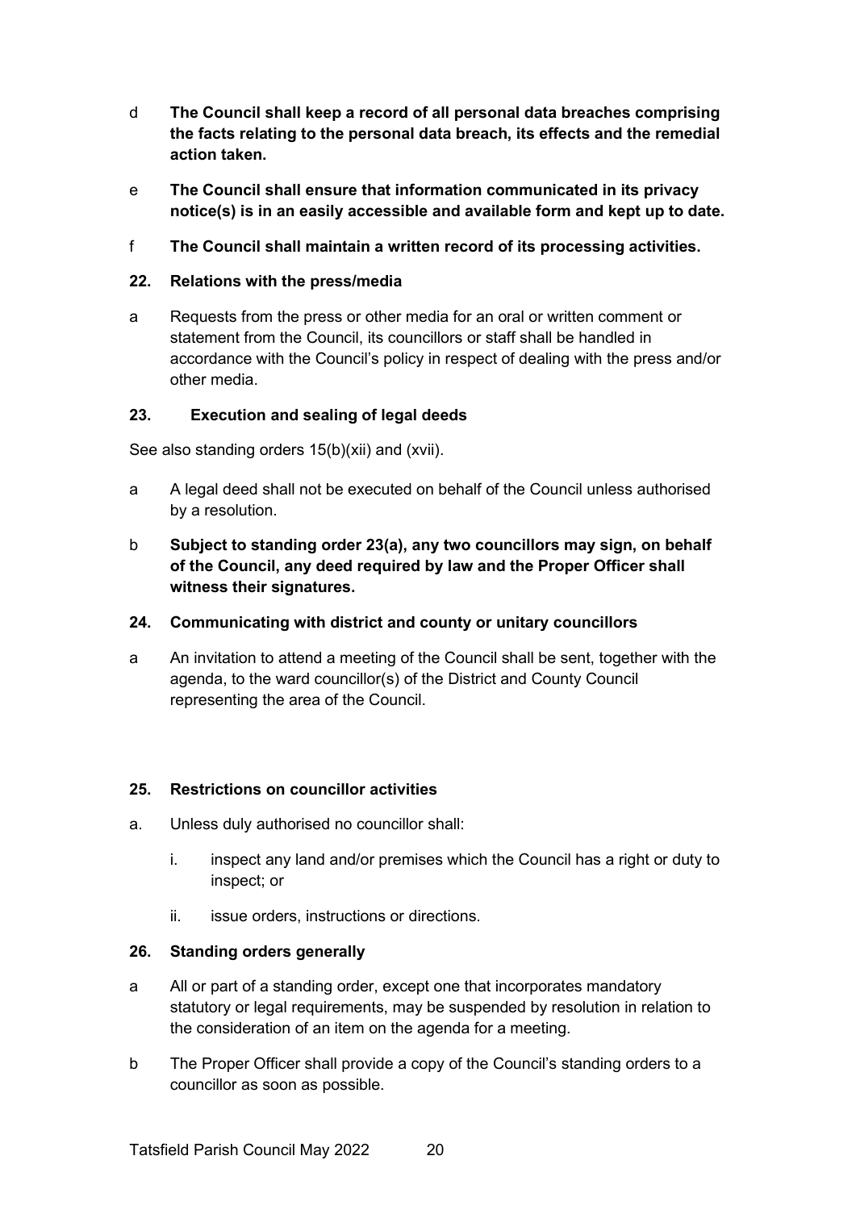d **The Council shall keep a record of all personal data breaches comprising the facts relating to the personal data breach, its effects and the remedial action taken.**

e **The Council shall ensure that information communicated in its privacy notice(s) is in an easily accessible and available form and kept up to date.**

f **The Council shall maintain a written record of its processing activities.**

## 22. Relations with the press/media

a Requests from the press or other media for an oral or written comment or statement from the Council, its councillors or staff shall be handled in accordance with the Council's policy in respect of dealing with the press and/or other media.

## 23. Execution and sealing of legal deeds

See also standing orders 15(b)(xii) and (xvii).

a A legal deed shall not be executed on behalf of the Council unless authorised by a resolution.

b **Subject to standing order 23(a), any two councillors may sign, on behalf of the Council, any deed required by law and the Proper Officer shall witness their signatures.**

## 24. Communicating with district and county or unitary councillors

a An invitation to attend a meeting of the Council shall be sent, together with the agenda, to the ward councillor(s) of the District and County Council representing the area of the Council.

## 25. Restrictions on councillor activities

a. Unless duly authorised no councillor shall:

   i. inspect any land and/or premises which the Council has a right or duty to inspect; or

   ii. issue orders, instructions or directions.

## 26. Standing orders generally

a All or part of a standing order, except one that incorporates mandatory statutory or legal requirements, may be suspended by resolution in relation to the consideration of an item on the agenda for a meeting.

b The Proper Officer shall provide a copy of the Council's standing orders to a councillor as soon as possible.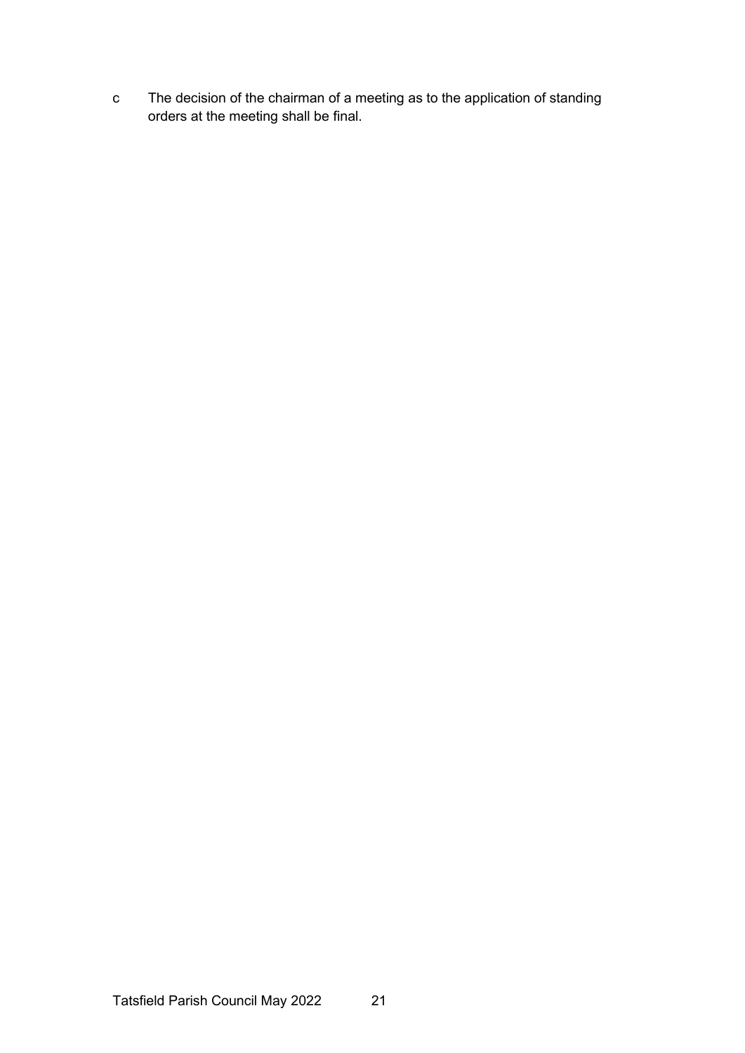c The decision of the chairman of a meeting as to the application of standing orders at the meeting shall be final.